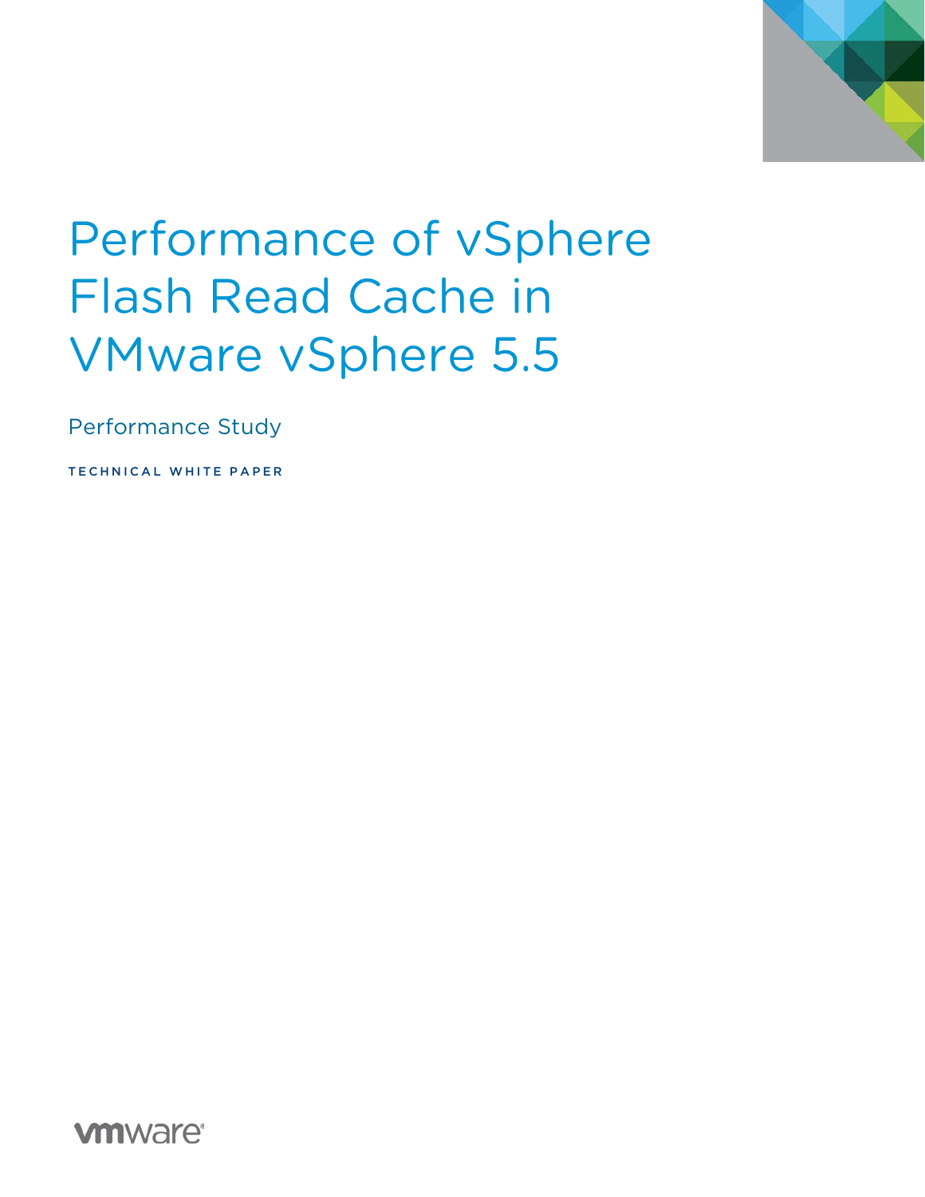# Performance of vSphere Flash Read Cache in VMware vSphere 5.5

Performance Study

TECHNICAL WHITE PAPER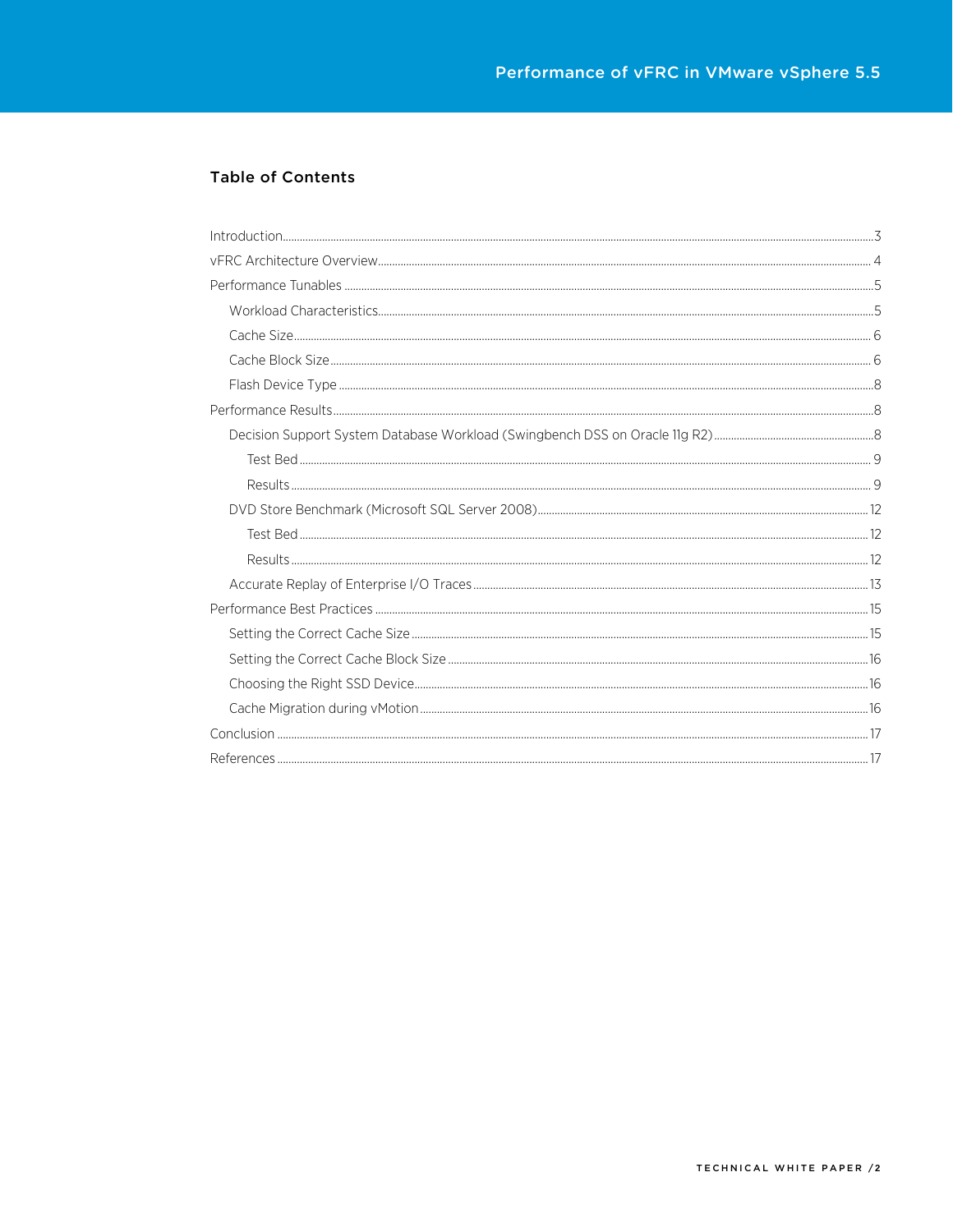## Table of Contents

Introduction ..... 3
vFRC Architecture Overview ..... 4
Performance Tunables ..... 5
  Workload Characteristics ..... 5
  Cache Size ..... 6
  Cache Block Size ..... 6
  Flash Device Type ..... 8
Performance Results ..... 8
  Decision Support System Database Workload (Swingbench DSS on Oracle 11g R2) ..... 8
    Test Bed ..... 9
    Results ..... 9
  DVD Store Benchmark (Microsoft SQL Server 2008) ..... 12
    Test Bed ..... 12
    Results ..... 12
  Accurate Replay of Enterprise I/O Traces ..... 13
Performance Best Practices ..... 15
  Setting the Correct Cache Size ..... 15
  Setting the Correct Cache Block Size ..... 16
  Choosing the Right SSD Device ..... 16
  Cache Migration during vMotion ..... 16
Conclusion ..... 17
References ..... 17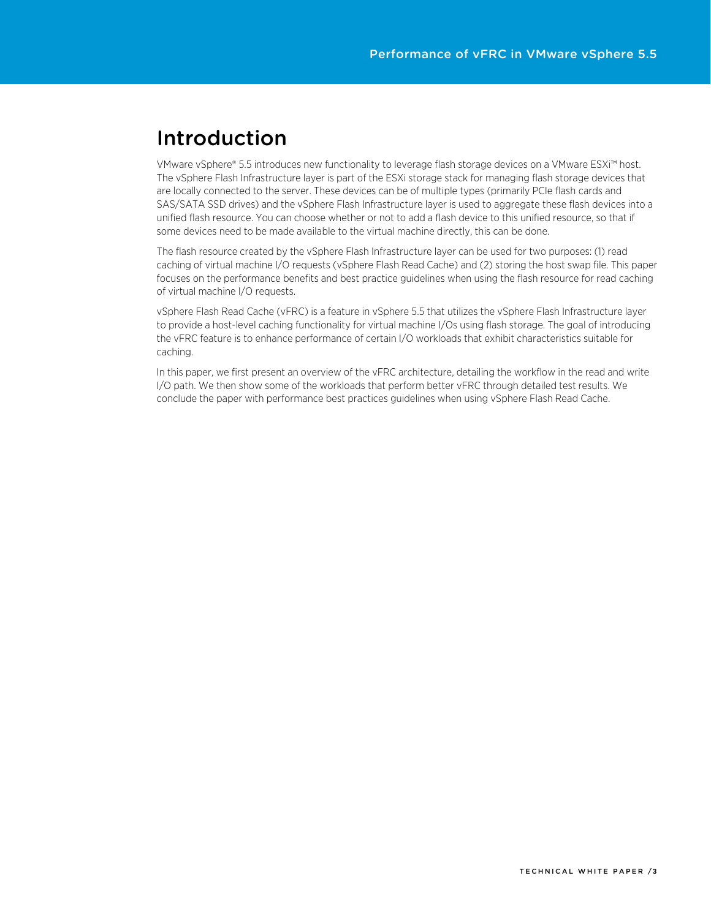# Introduction

VMware vSphere® 5.5 introduces new functionality to leverage flash storage devices on a VMware ESXi™ host. The vSphere Flash Infrastructure layer is part of the ESXi storage stack for managing flash storage devices that are locally connected to the server. These devices can be of multiple types (primarily PCIe flash cards and SAS/SATA SSD drives) and the vSphere Flash Infrastructure layer is used to aggregate these flash devices into a unified flash resource. You can choose whether or not to add a flash device to this unified resource, so that if some devices need to be made available to the virtual machine directly, this can be done.

The flash resource created by the vSphere Flash Infrastructure layer can be used for two purposes: (1) read caching of virtual machine I/O requests (vSphere Flash Read Cache) and (2) storing the host swap file. This paper focuses on the performance benefits and best practice guidelines when using the flash resource for read caching of virtual machine I/O requests.

vSphere Flash Read Cache (vFRC) is a feature in vSphere 5.5 that utilizes the vSphere Flash Infrastructure layer to provide a host-level caching functionality for virtual machine I/Os using flash storage. The goal of introducing the vFRC feature is to enhance performance of certain I/O workloads that exhibit characteristics suitable for caching.

In this paper, we first present an overview of the vFRC architecture, detailing the workflow in the read and write I/O path. We then show some of the workloads that perform better vFRC through detailed test results. We conclude the paper with performance best practices guidelines when using vSphere Flash Read Cache.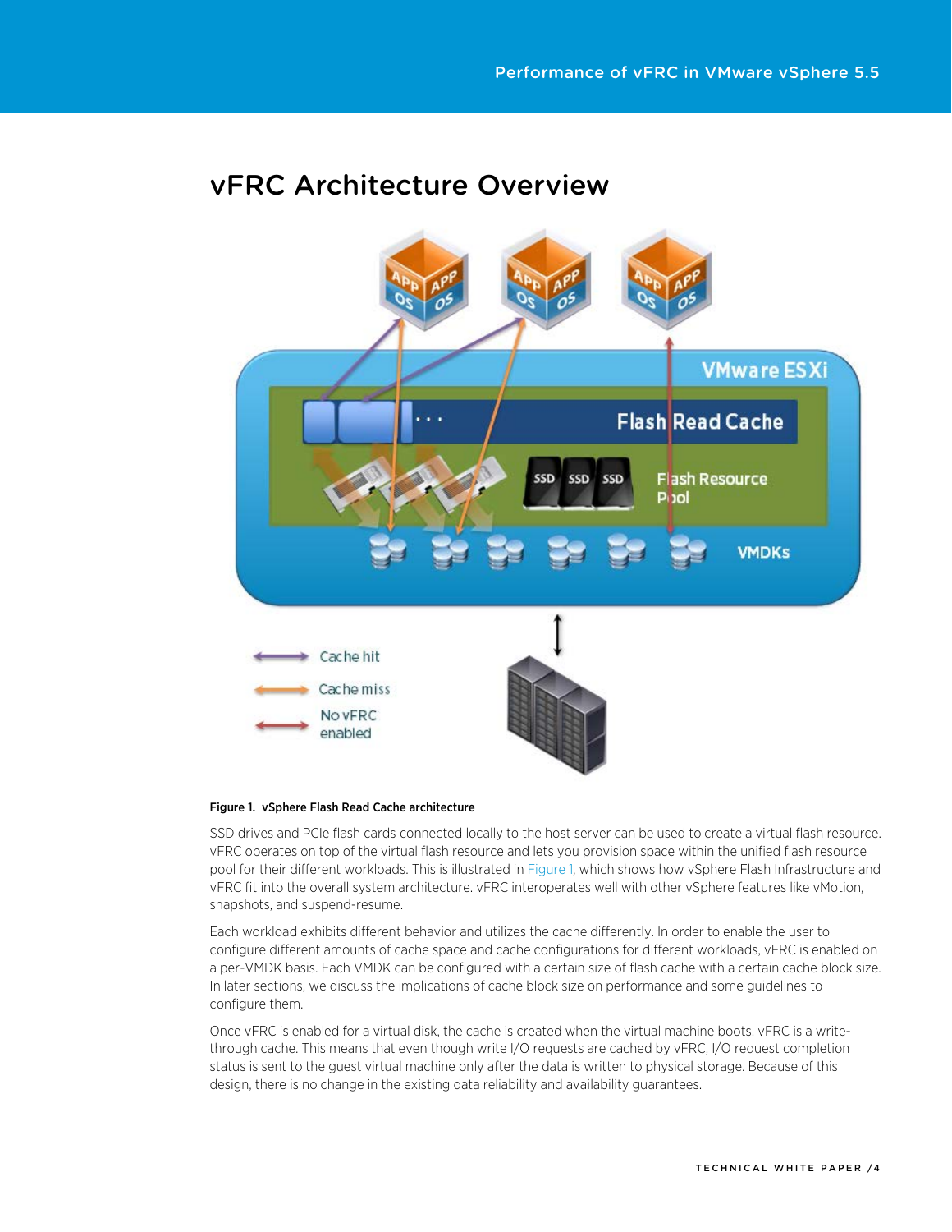# vFRC Architecture Overview

Figure 1. vSphere Flash Read Cache architecture

SSD drives and PCIe flash cards connected locally to the host server can be used to create a virtual flash resource. vFRC operates on top of the virtual flash resource and lets you provision space within the unified flash resource pool for their different workloads. This is illustrated in Figure 1, which shows how vSphere Flash Infrastructure and vFRC fit into the overall system architecture. vFRC interoperates well with other vSphere features like vMotion, snapshots, and suspend-resume.

Each workload exhibits different behavior and utilizes the cache differently. In order to enable the user to configure different amounts of cache space and cache configurations for different workloads, vFRC is enabled on a per-VMDK basis. Each VMDK can be configured with a certain size of flash cache with a certain cache block size. In later sections, we discuss the implications of cache block size on performance and some guidelines to configure them.

Once vFRC is enabled for a virtual disk, the cache is created when the virtual machine boots. vFRC is a write-through cache. This means that even though write I/O requests are cached by vFRC, I/O request completion status is sent to the guest virtual machine only after the data is written to physical storage. Because of this design, there is no change in the existing data reliability and availability guarantees.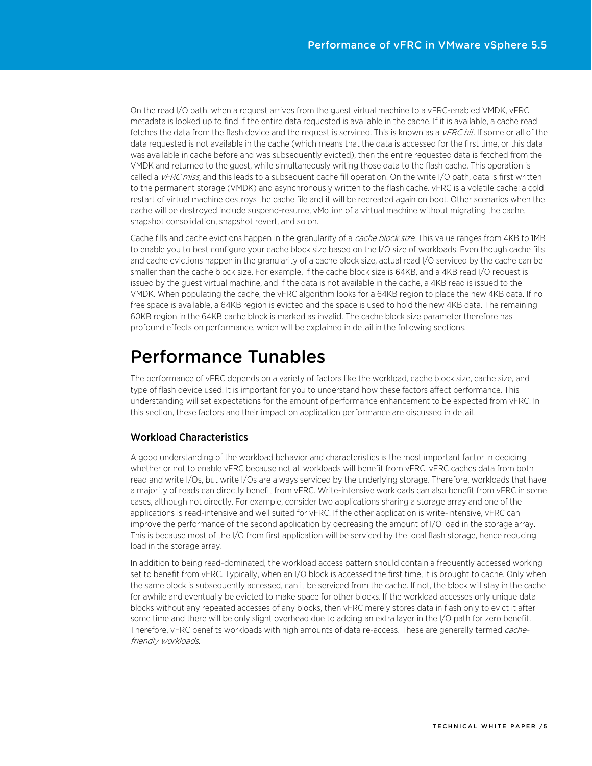On the read I/O path, when a request arrives from the guest virtual machine to a vFRC-enabled VMDK, vFRC metadata is looked up to find if the entire data requested is available in the cache. If it is available, a cache read fetches the data from the flash device and the request is serviced. This is known as a *vFRC hit*. If some or all of the data requested is not available in the cache (which means that the data is accessed for the first time, or this data was available in cache before and was subsequently evicted), then the entire requested data is fetched from the VMDK and returned to the guest, while simultaneously writing those data to the flash cache. This operation is called a *vFRC miss*, and this leads to a subsequent cache fill operation. On the write I/O path, data is first written to the permanent storage (VMDK) and asynchronously written to the flash cache. vFRC is a volatile cache: a cold restart of virtual machine destroys the cache file and it will be recreated again on boot. Other scenarios when the cache will be destroyed include suspend-resume, vMotion of a virtual machine without migrating the cache, snapshot consolidation, snapshot revert, and so on.

Cache fills and cache evictions happen in the granularity of a *cache block size*. This value ranges from 4KB to 1MB to enable you to best configure your cache block size based on the I/O size of workloads. Even though cache fills and cache evictions happen in the granularity of a cache block size, actual read I/O serviced by the cache can be smaller than the cache block size. For example, if the cache block size is 64KB, and a 4KB read I/O request is issued by the guest virtual machine, and if the data is not available in the cache, a 4KB read is issued to the VMDK. When populating the cache, the vFRC algorithm looks for a 64KB region to place the new 4KB data. If no free space is available, a 64KB region is evicted and the space is used to hold the new 4KB data. The remaining 60KB region in the 64KB cache block is marked as invalid. The cache block size parameter therefore has profound effects on performance, which will be explained in detail in the following sections.

# Performance Tunables

The performance of vFRC depends on a variety of factors like the workload, cache block size, cache size, and type of flash device used. It is important for you to understand how these factors affect performance. This understanding will set expectations for the amount of performance enhancement to be expected from vFRC. In this section, these factors and their impact on application performance are discussed in detail.

## Workload Characteristics

A good understanding of the workload behavior and characteristics is the most important factor in deciding whether or not to enable vFRC because not all workloads will benefit from vFRC. vFRC caches data from both read and write I/Os, but write I/Os are always serviced by the underlying storage. Therefore, workloads that have a majority of reads can directly benefit from vFRC. Write-intensive workloads can also benefit from vFRC in some cases, although not directly. For example, consider two applications sharing a storage array and one of the applications is read-intensive and well suited for vFRC. If the other application is write-intensive, vFRC can improve the performance of the second application by decreasing the amount of I/O load in the storage array. This is because most of the I/O from first application will be serviced by the local flash storage, hence reducing load in the storage array.

In addition to being read-dominated, the workload access pattern should contain a frequently accessed working set to benefit from vFRC. Typically, when an I/O block is accessed the first time, it is brought to cache. Only when the same block is subsequently accessed, can it be serviced from the cache. If not, the block will stay in the cache for awhile and eventually be evicted to make space for other blocks. If the workload accesses only unique data blocks without any repeated accesses of any blocks, then vFRC merely stores data in flash only to evict it after some time and there will be only slight overhead due to adding an extra layer in the I/O path for zero benefit. Therefore, vFRC benefits workloads with high amounts of data re-access. These are generally termed *cache-friendly workloads*.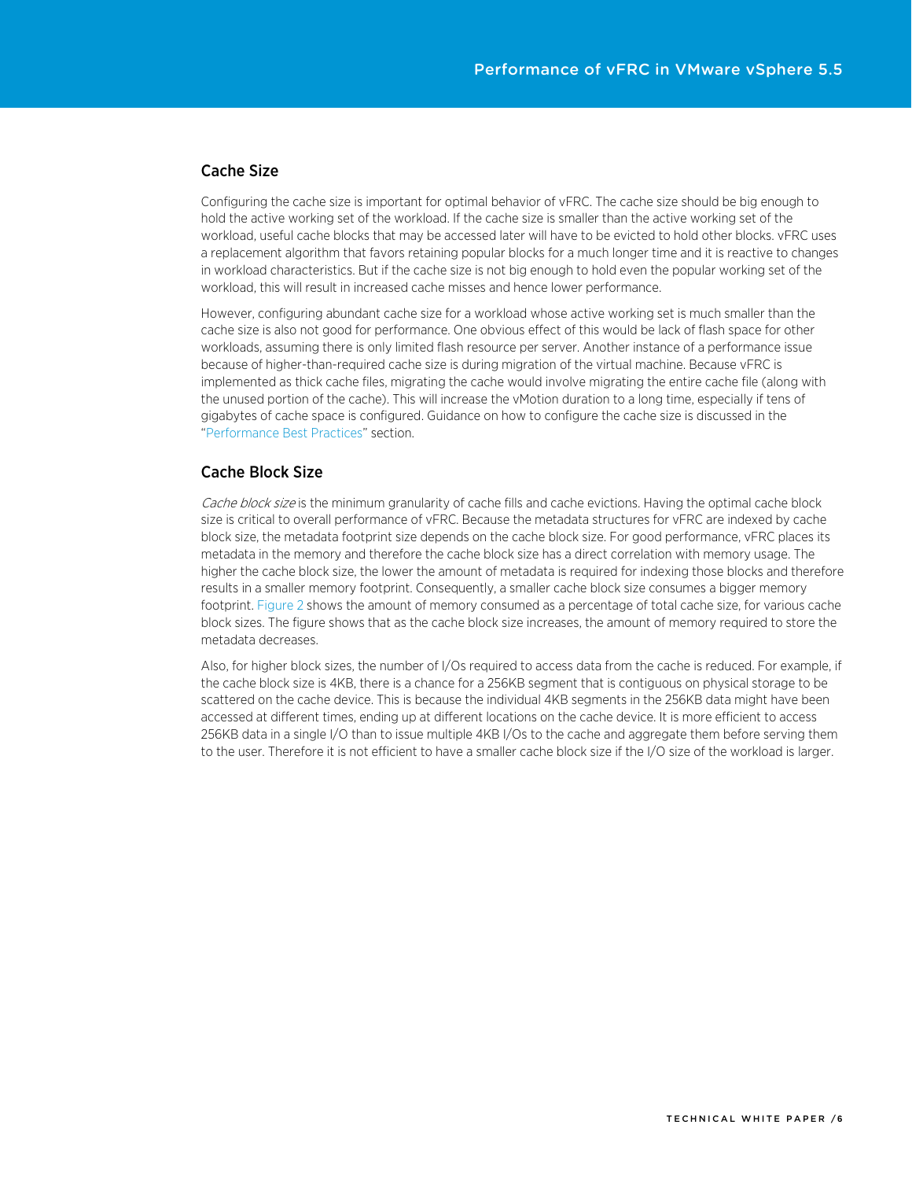## Cache Size

Configuring the cache size is important for optimal behavior of vFRC. The cache size should be big enough to hold the active working set of the workload. If the cache size is smaller than the active working set of the workload, useful cache blocks that may be accessed later will have to be evicted to hold other blocks. vFRC uses a replacement algorithm that favors retaining popular blocks for a much longer time and it is reactive to changes in workload characteristics. But if the cache size is not big enough to hold even the popular working set of the workload, this will result in increased cache misses and hence lower performance.

However, configuring abundant cache size for a workload whose active working set is much smaller than the cache size is also not good for performance. One obvious effect of this would be lack of flash space for other workloads, assuming there is only limited flash resource per server. Another instance of a performance issue because of higher-than-required cache size is during migration of the virtual machine. Because vFRC is implemented as thick cache files, migrating the cache would involve migrating the entire cache file (along with the unused portion of the cache). This will increase the vMotion duration to a long time, especially if tens of gigabytes of cache space is configured. Guidance on how to configure the cache size is discussed in the "Performance Best Practices" section.

## Cache Block Size

*Cache block size* is the minimum granularity of cache fills and cache evictions. Having the optimal cache block size is critical to overall performance of vFRC. Because the metadata structures for vFRC are indexed by cache block size, the metadata footprint size depends on the cache block size. For good performance, vFRC places its metadata in the memory and therefore the cache block size has a direct correlation with memory usage. The higher the cache block size, the lower the amount of metadata is required for indexing those blocks and therefore results in a smaller memory footprint. Consequently, a smaller cache block size consumes a bigger memory footprint. Figure 2 shows the amount of memory consumed as a percentage of total cache size, for various cache block sizes. The figure shows that as the cache block size increases, the amount of memory required to store the metadata decreases.

Also, for higher block sizes, the number of I/Os required to access data from the cache is reduced. For example, if the cache block size is 4KB, there is a chance for a 256KB segment that is contiguous on physical storage to be scattered on the cache device. This is because the individual 4KB segments in the 256KB data might have been accessed at different times, ending up at different locations on the cache device. It is more efficient to access 256KB data in a single I/O than to issue multiple 4KB I/Os to the cache and aggregate them before serving them to the user. Therefore it is not efficient to have a smaller cache block size if the I/O size of the workload is larger.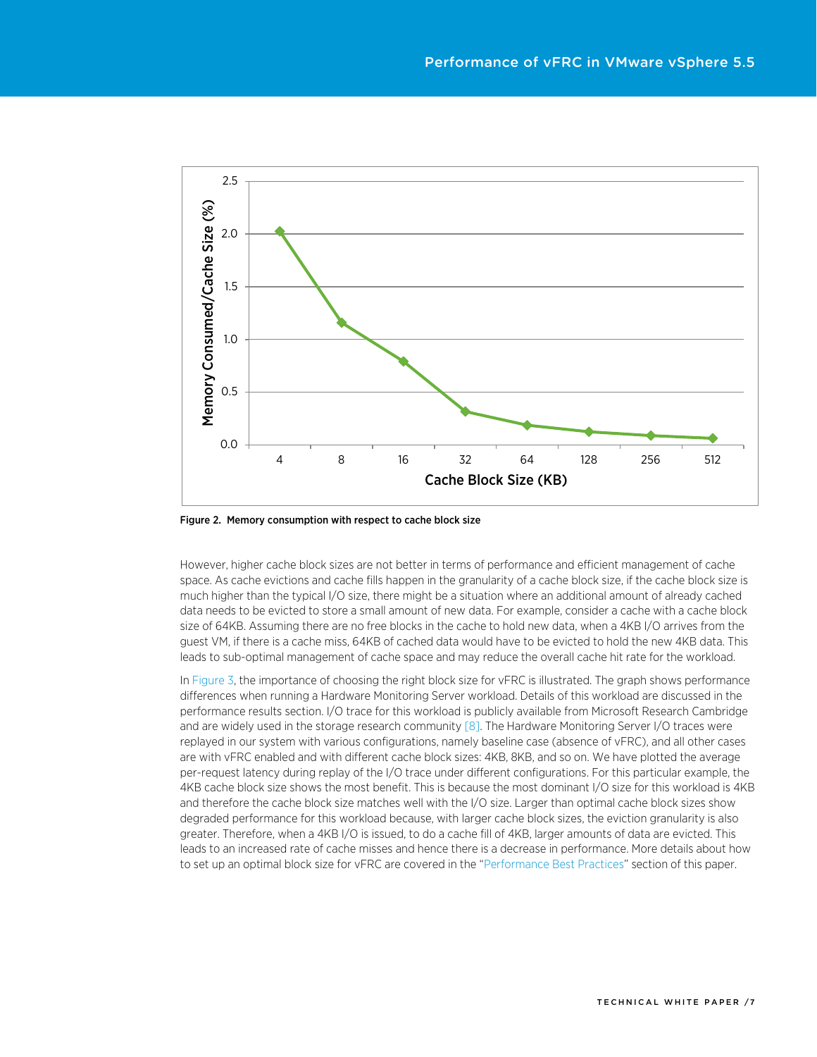Figure 2. Memory consumption with respect to cache block size

However, higher cache block sizes are not better in terms of performance and efficient management of cache space. As cache evictions and cache fills happen in the granularity of a cache block size, if the cache block size is much higher than the typical I/O size, there might be a situation where an additional amount of already cached data needs to be evicted to store a small amount of new data. For example, consider a cache with a cache block size of 64KB. Assuming there are no free blocks in the cache to hold new data, when a 4KB I/O arrives from the guest VM, if there is a cache miss, 64KB of cached data would have to be evicted to hold the new 4KB data. This leads to sub-optimal management of cache space and may reduce the overall cache hit rate for the workload.

In Figure 3, the importance of choosing the right block size for vFRC is illustrated. The graph shows performance differences when running a Hardware Monitoring Server workload. Details of this workload are discussed in the performance results section. I/O trace for this workload is publicly available from Microsoft Research Cambridge and are widely used in the storage research community [8]. The Hardware Monitoring Server I/O traces were replayed in our system with various configurations, namely baseline case (absence of vFRC), and all other cases are with vFRC enabled and with different cache block sizes: 4KB, 8KB, and so on. We have plotted the average per-request latency during replay of the I/O trace under different configurations. For this particular example, the 4KB cache block size shows the most benefit. This is because the most dominant I/O size for this workload is 4KB and therefore the cache block size matches well with the I/O size. Larger than optimal cache block sizes show degraded performance for this workload because, with larger cache block sizes, the eviction granularity is also greater. Therefore, when a 4KB I/O is issued, to do a cache fill of 4KB, larger amounts of data are evicted. This leads to an increased rate of cache misses and hence there is a decrease in performance. More details about how to set up an optimal block size for vFRC are covered in the "Performance Best Practices" section of this paper.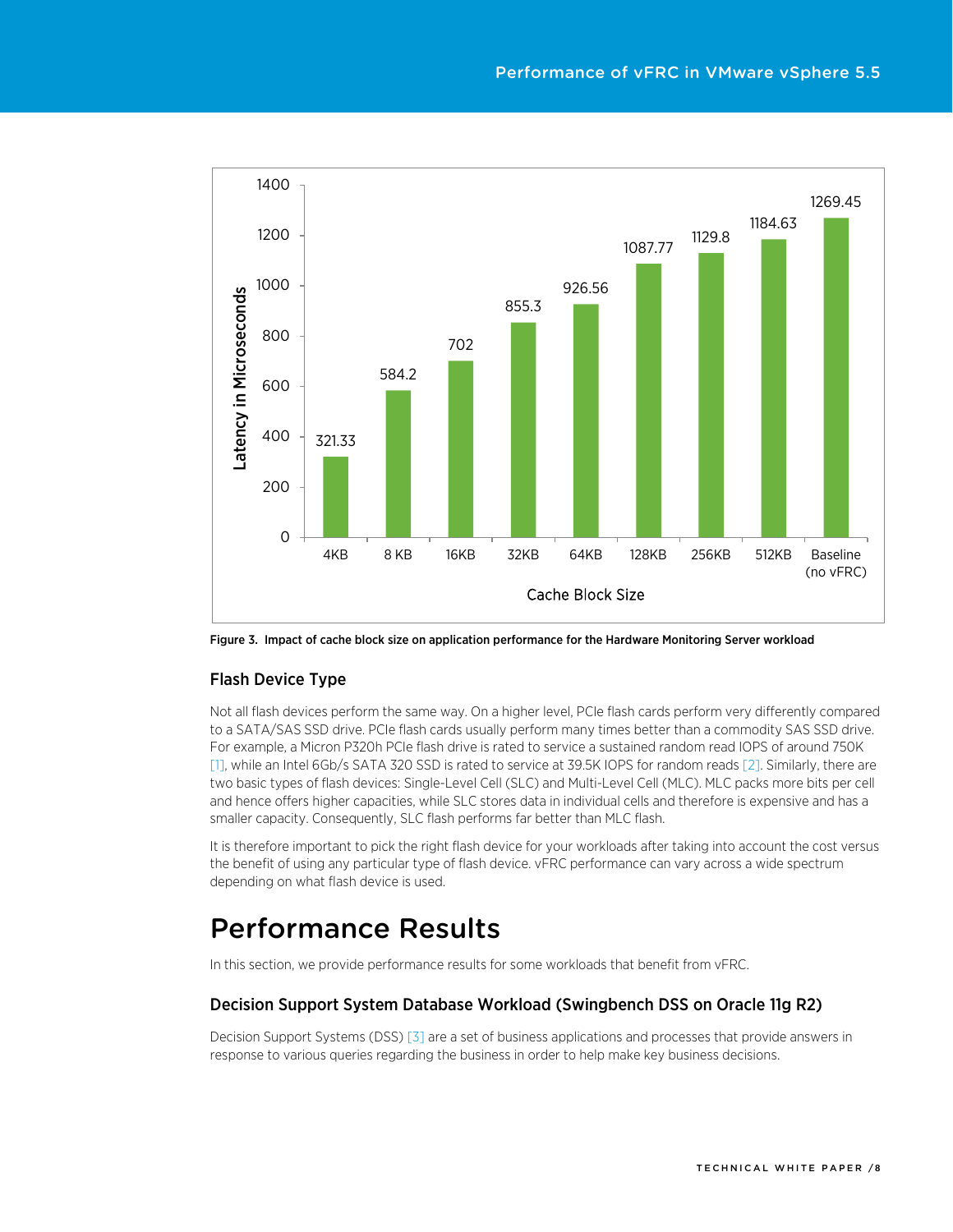Figure 3. Impact of cache block size on application performance for the Hardware Monitoring Server workload

### Flash Device Type

Not all flash devices perform the same way. On a higher level, PCIe flash cards perform very differently compared to a SATA/SAS SSD drive. PCIe flash cards usually perform many times better than a commodity SAS SSD drive. For example, a Micron P320h PCIe flash drive is rated to service a sustained random read IOPS of around 750K [1], while an Intel 6Gb/s SATA 320 SSD is rated to service at 39.5K IOPS for random reads [2]. Similarly, there are two basic types of flash devices: Single-Level Cell (SLC) and Multi-Level Cell (MLC). MLC packs more bits per cell and hence offers higher capacities, while SLC stores data in individual cells and therefore is expensive and has a smaller capacity. Consequently, SLC flash performs far better than MLC flash.

It is therefore important to pick the right flash device for your workloads after taking into account the cost versus the benefit of using any particular type of flash device. vFRC performance can vary across a wide spectrum depending on what flash device is used.

# Performance Results

In this section, we provide performance results for some workloads that benefit from vFRC.

### Decision Support System Database Workload (Swingbench DSS on Oracle 11g R2)

Decision Support Systems (DSS) [3] are a set of business applications and processes that provide answers in response to various queries regarding the business in order to help make key business decisions.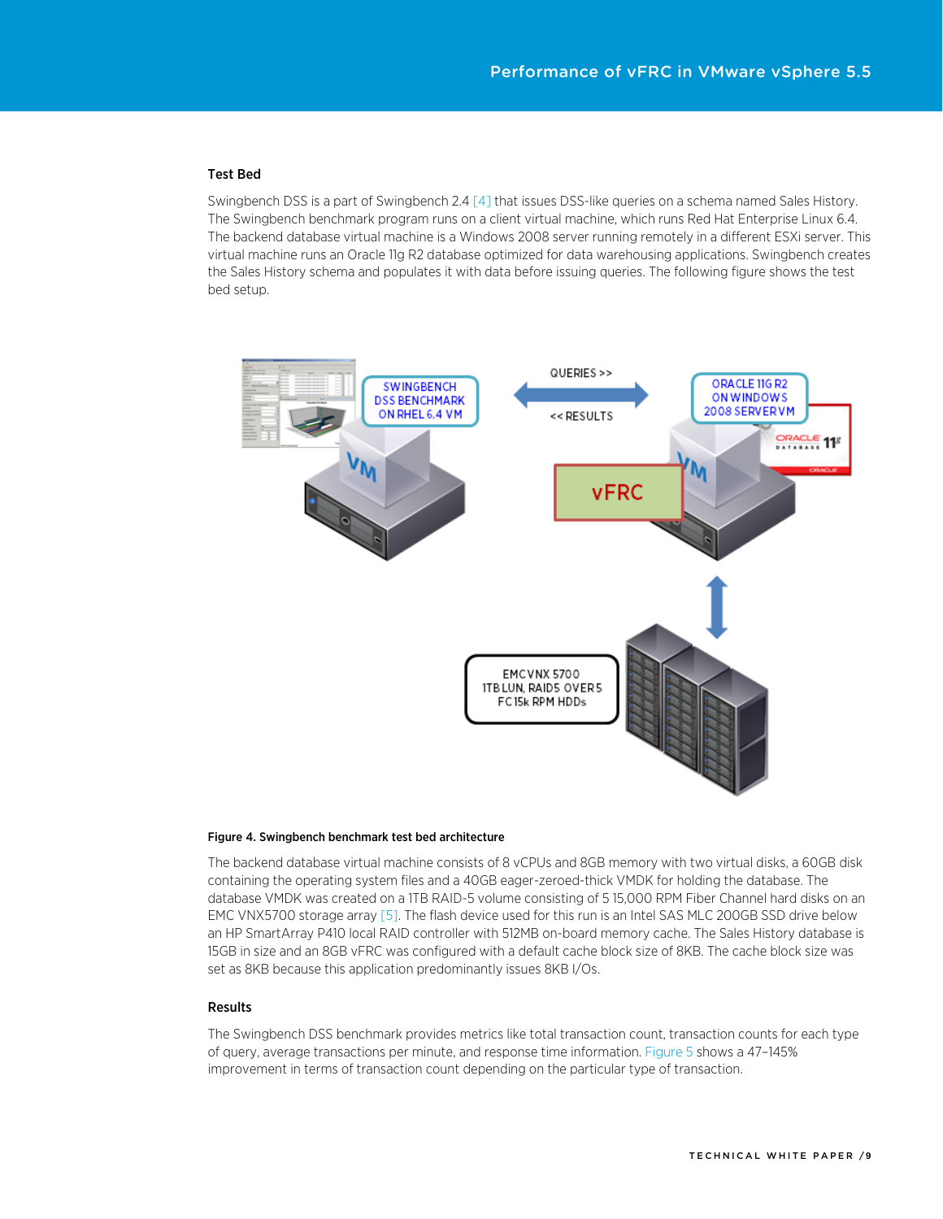### Test Bed

Swingbench DSS is a part of Swingbench 2.4 [4] that issues DSS-like queries on a schema named Sales History. The Swingbench benchmark program runs on a client virtual machine, which runs Red Hat Enterprise Linux 6.4. The backend database virtual machine is a Windows 2008 server running remotely in a different ESXi server. This virtual machine runs an Oracle 11g R2 database optimized for data warehousing applications. Swingbench creates the Sales History schema and populates it with data before issuing queries. The following figure shows the test bed setup.

**Figure 4. Swingbench benchmark test bed architecture**

The backend database virtual machine consists of 8 vCPUs and 8GB memory with two virtual disks, a 60GB disk containing the operating system files and a 40GB eager-zeroed-thick VMDK for holding the database. The database VMDK was created on a 1TB RAID-5 volume consisting of 5 15,000 RPM Fiber Channel hard disks on an EMC VNX5700 storage array [5]. The flash device used for this run is an Intel SAS MLC 200GB SSD drive below an HP SmartArray P410 local RAID controller with 512MB on-board memory cache. The Sales History database is 15GB in size and an 8GB vFRC was configured with a default cache block size of 8KB. The cache block size was set as 8KB because this application predominantly issues 8KB I/Os.

### Results

The Swingbench DSS benchmark provides metrics like total transaction count, transaction counts for each type of query, average transactions per minute, and response time information. Figure 5 shows a 47–145% improvement in terms of transaction count depending on the particular type of transaction.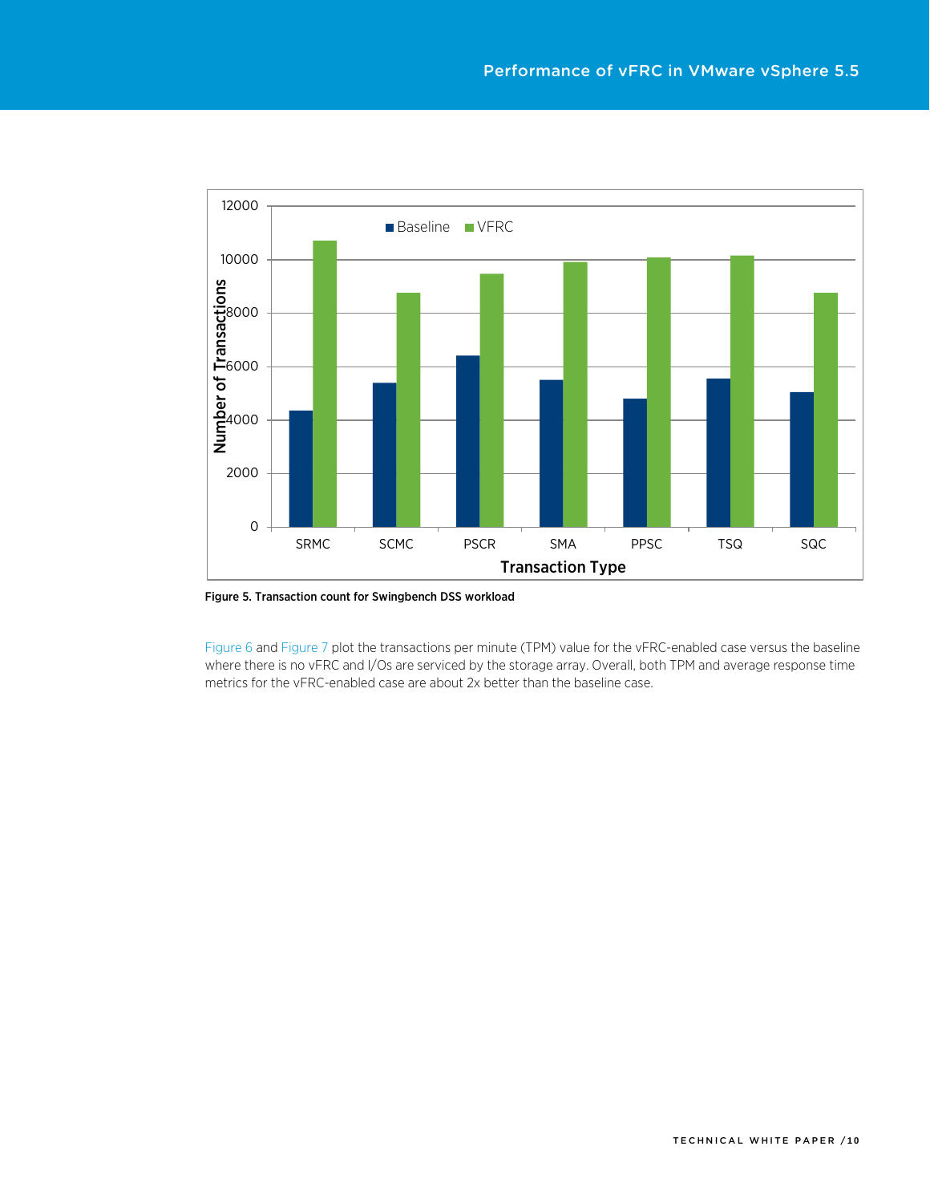Figure 5. Transaction count for Swingbench DSS workload

Figure 6 and Figure 7 plot the transactions per minute (TPM) value for the vFRC-enabled case versus the baseline where there is no vFRC and I/Os are serviced by the storage array. Overall, both TPM and average response time metrics for the vFRC-enabled case are about 2x better than the baseline case.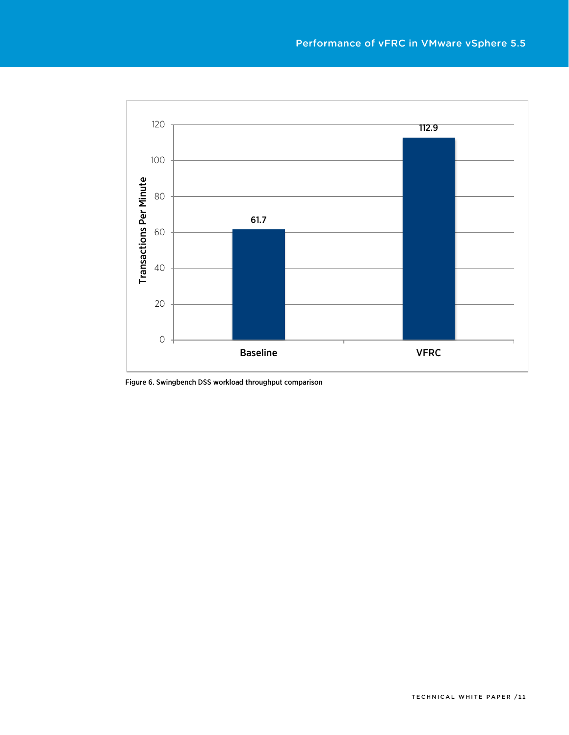| | Transactions Per Minute |
|---|---|
| Baseline | 61.7 |
| VFRC | 112.9 |

Figure 6. Swingbench DSS workload throughput comparison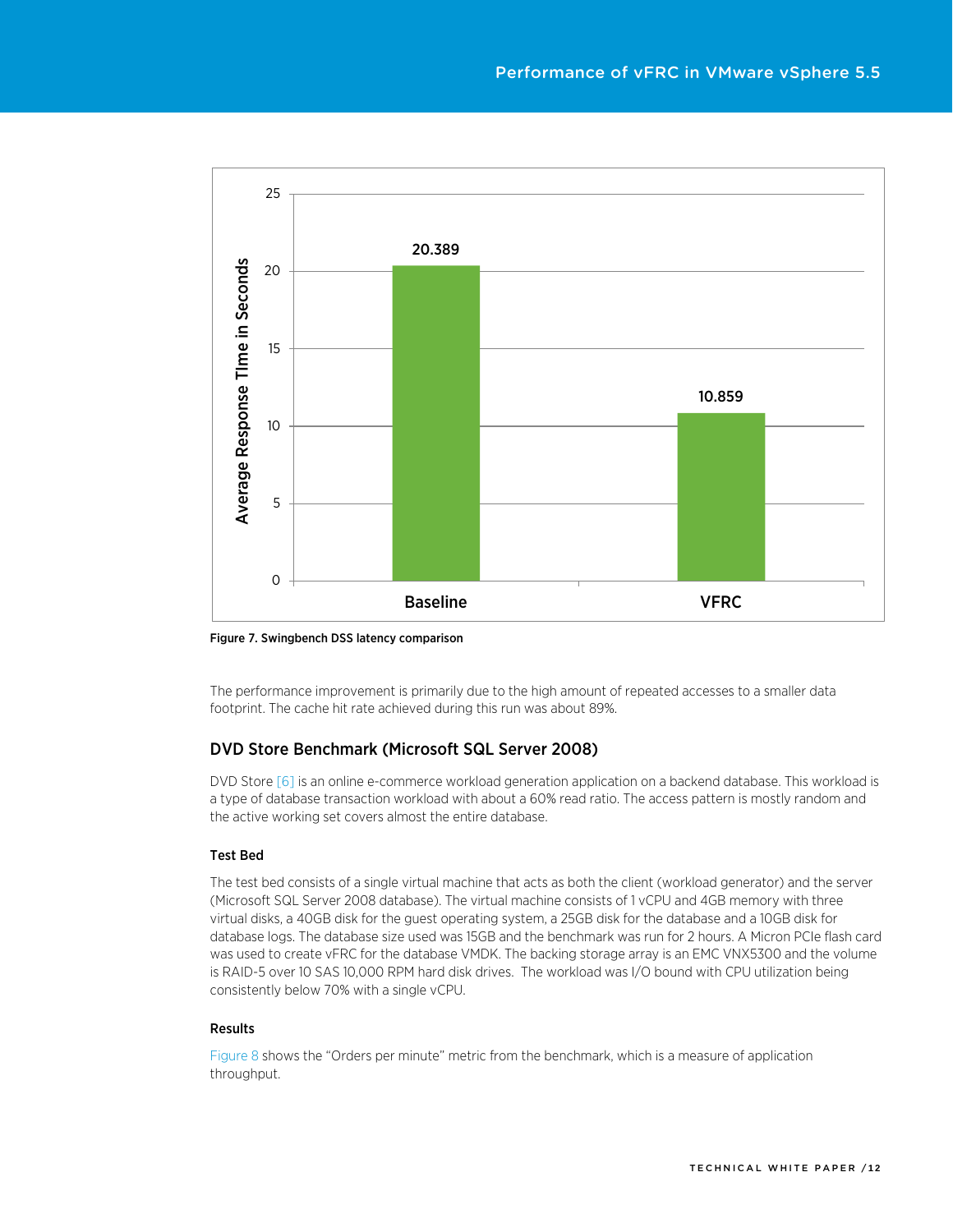Figure 7. Swingbench DSS latency comparison

The performance improvement is primarily due to the high amount of repeated accesses to a smaller data footprint. The cache hit rate achieved during this run was about 89%.

## DVD Store Benchmark (Microsoft SQL Server 2008)

DVD Store [6] is an online e-commerce workload generation application on a backend database. This workload is a type of database transaction workload with about a 60% read ratio. The access pattern is mostly random and the active working set covers almost the entire database.

### Test Bed

The test bed consists of a single virtual machine that acts as both the client (workload generator) and the server (Microsoft SQL Server 2008 database). The virtual machine consists of 1 vCPU and 4GB memory with three virtual disks, a 40GB disk for the guest operating system, a 25GB disk for the database and a 10GB disk for database logs. The database size used was 15GB and the benchmark was run for 2 hours. A Micron PCIe flash card was used to create vFRC for the database VMDK. The backing storage array is an EMC VNX5300 and the volume is RAID-5 over 10 SAS 10,000 RPM hard disk drives. The workload was I/O bound with CPU utilization being consistently below 70% with a single vCPU.

### Results

Figure 8 shows the "Orders per minute" metric from the benchmark, which is a measure of application throughput.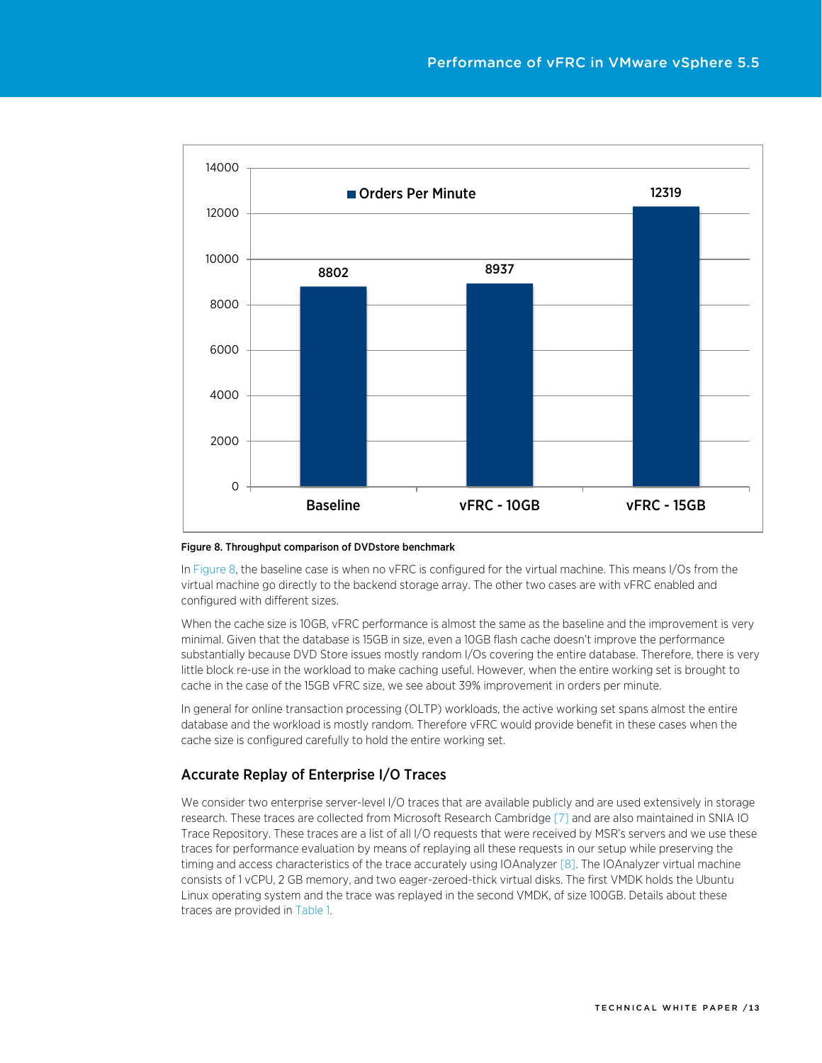Figure 8. Throughput comparison of DVDstore benchmark

In Figure 8, the baseline case is when no vFRC is configured for the virtual machine. This means I/Os from the virtual machine go directly to the backend storage array. The other two cases are with vFRC enabled and configured with different sizes.

When the cache size is 10GB, vFRC performance is almost the same as the baseline and the improvement is very minimal. Given that the database is 15GB in size, even a 10GB flash cache doesn't improve the performance substantially because DVD Store issues mostly random I/Os covering the entire database. Therefore, there is very little block re-use in the workload to make caching useful. However, when the entire working set is brought to cache in the case of the 15GB vFRC size, we see about 39% improvement in orders per minute.

In general for online transaction processing (OLTP) workloads, the active working set spans almost the entire database and the workload is mostly random. Therefore vFRC would provide benefit in these cases when the cache size is configured carefully to hold the entire working set.

## Accurate Replay of Enterprise I/O Traces

We consider two enterprise server-level I/O traces that are available publicly and are used extensively in storage research. These traces are collected from Microsoft Research Cambridge [7] and are also maintained in SNIA IO Trace Repository. These traces are a list of all I/O requests that were received by MSR's servers and we use these traces for performance evaluation by means of replaying all these requests in our setup while preserving the timing and access characteristics of the trace accurately using IOAnalyzer [8]. The IOAnalyzer virtual machine consists of 1 vCPU, 2 GB memory, and two eager-zeroed-thick virtual disks. The first VMDK holds the Ubuntu Linux operating system and the trace was replayed in the second VMDK, of size 100GB. Details about these traces are provided in Table 1.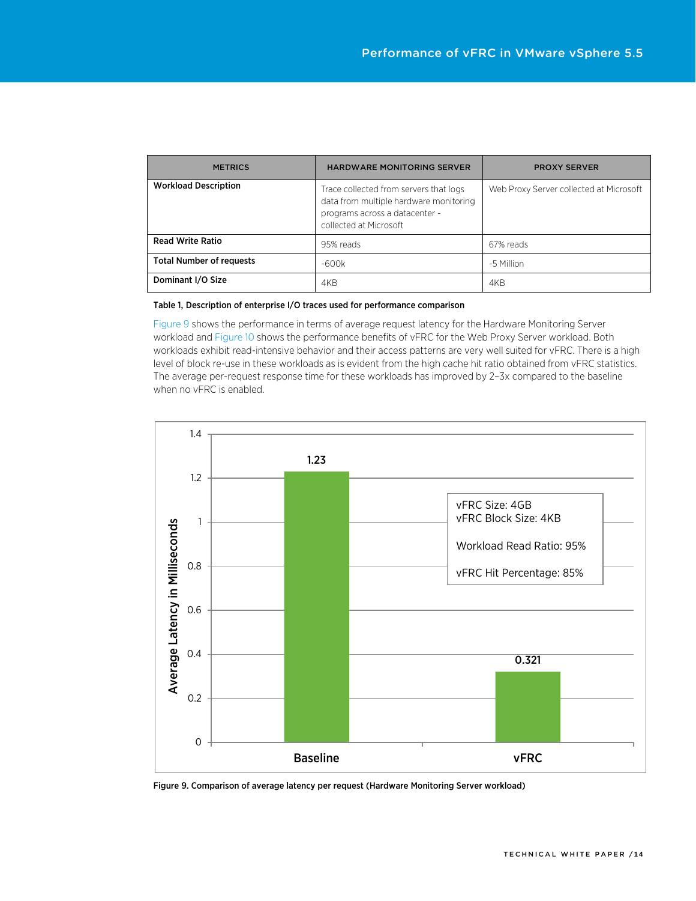| METRICS | HARDWARE MONITORING SERVER | PROXY SERVER |
|---|---|---|
| **Workload Description** | Trace collected from servers that logs data from multiple hardware monitoring programs across a datacenter - collected at Microsoft | Web Proxy Server collected at Microsoft |
| **Read Write Ratio** | 95% reads | 67% reads |
| **Total Number of requests** | -600k | -5 Million |
| **Dominant I/O Size** | 4KB | 4KB |

**Table 1, Description of enterprise I/O traces used for performance comparison**

Figure 9 shows the performance in terms of average request latency for the Hardware Monitoring Server workload and Figure 10 shows the performance benefits of vFRC for the Web Proxy Server workload. Both workloads exhibit read-intensive behavior and their access patterns are very well suited for vFRC. There is a high level of block re-use in these workloads as is evident from the high cache hit ratio obtained from vFRC statistics. The average per-request response time for these workloads has improved by 2–3x compared to the baseline when no vFRC is enabled.

**Figure 9. Comparison of average latency per request (Hardware Monitoring Server workload)**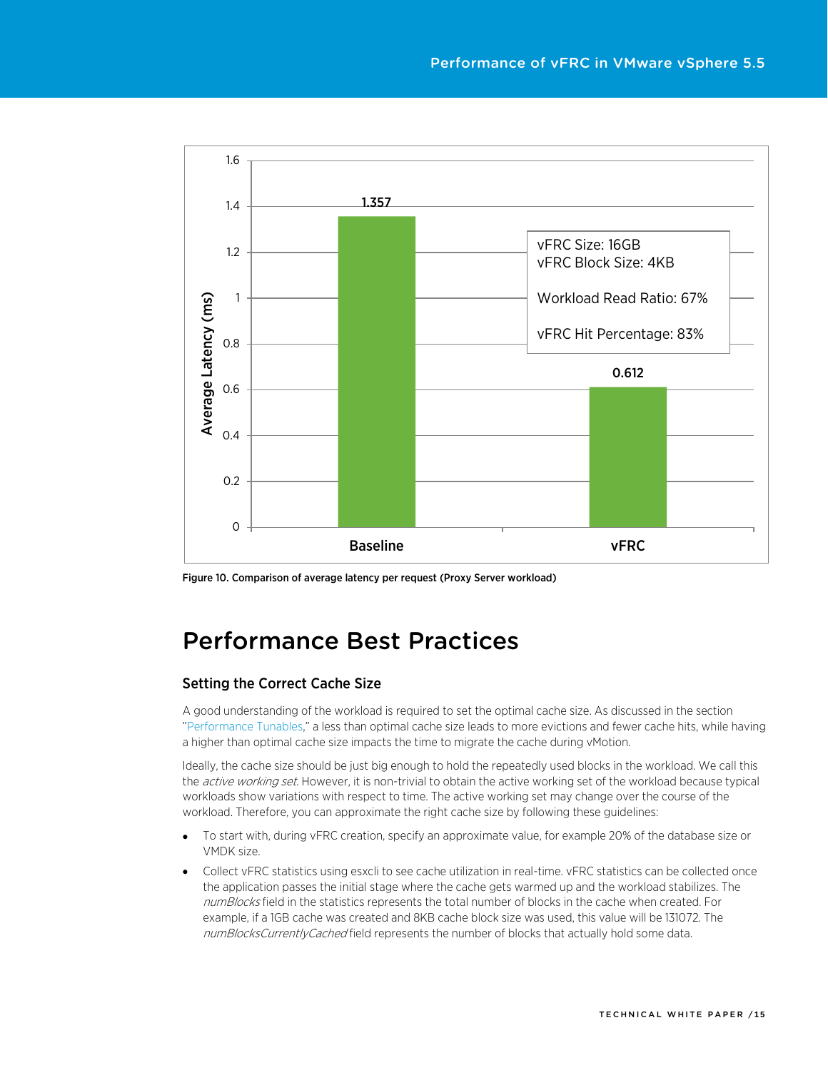Figure 10. Comparison of average latency per request (Proxy Server workload)

# Performance Best Practices

## Setting the Correct Cache Size

A good understanding of the workload is required to set the optimal cache size. As discussed in the section "Performance Tunables," a less than optimal cache size leads to more evictions and fewer cache hits, while having a higher than optimal cache size impacts the time to migrate the cache during vMotion.

Ideally, the cache size should be just big enough to hold the repeatedly used blocks in the workload. We call this the *active working set*. However, it is non-trivial to obtain the active working set of the workload because typical workloads show variations with respect to time. The active working set may change over the course of the workload. Therefore, you can approximate the right cache size by following these guidelines:

- To start with, during vFRC creation, specify an approximate value, for example 20% of the database size or VMDK size.
- Collect vFRC statistics using esxcli to see cache utilization in real-time. vFRC statistics can be collected once the application passes the initial stage where the cache gets warmed up and the workload stabilizes. The *numBlocks* field in the statistics represents the total number of blocks in the cache when created. For example, if a 1GB cache was created and 8KB cache block size was used, this value will be 131072. The *numBlocksCurrentlyCached* field represents the number of blocks that actually hold some data.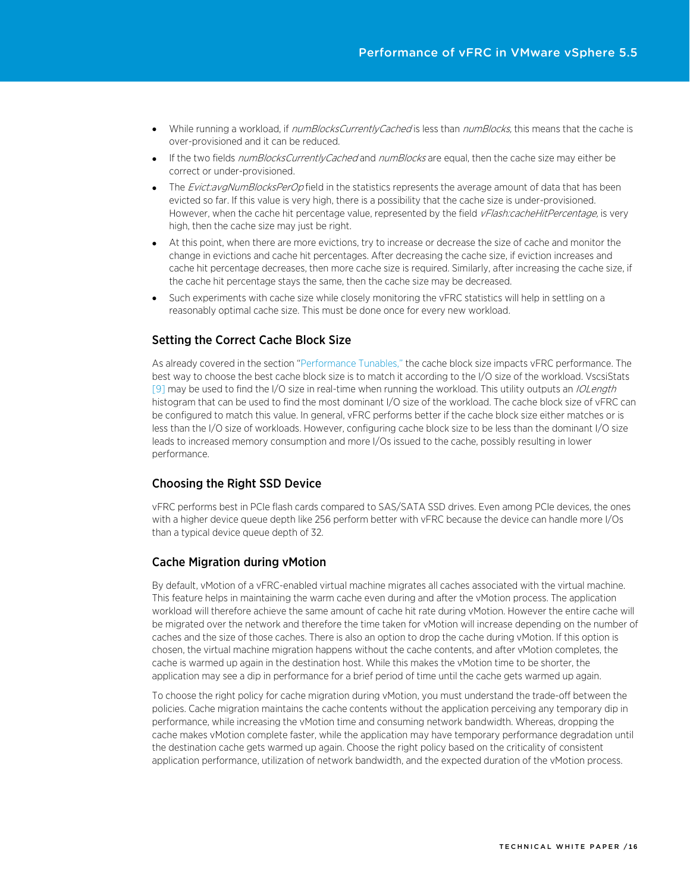- While running a workload, if *numBlocksCurrentlyCached* is less than *numBlocks*, this means that the cache is over-provisioned and it can be reduced.
- If the two fields *numBlocksCurrentlyCached* and *numBlocks* are equal, then the cache size may either be correct or under-provisioned.
- The *Evict:avgNumBlocksPerOp* field in the statistics represents the average amount of data that has been evicted so far. If this value is very high, there is a possibility that the cache size is under-provisioned. However, when the cache hit percentage value, represented by the field *vFlash:cacheHitPercentage*, is very high, then the cache size may just be right.
- At this point, when there are more evictions, try to increase or decrease the size of cache and monitor the change in evictions and cache hit percentages. After decreasing the cache size, if eviction increases and cache hit percentage decreases, then more cache size is required. Similarly, after increasing the cache size, if the cache hit percentage stays the same, then the cache size may be decreased.
- Such experiments with cache size while closely monitoring the vFRC statistics will help in settling on a reasonably optimal cache size. This must be done once for every new workload.

### Setting the Correct Cache Block Size

As already covered in the section "Performance Tunables," the cache block size impacts vFRC performance. The best way to choose the best cache block size is to match it according to the I/O size of the workload. VscsiStats [9] may be used to find the I/O size in real-time when running the workload. This utility outputs an *IOLength* histogram that can be used to find the most dominant I/O size of the workload. The cache block size of vFRC can be configured to match this value. In general, vFRC performs better if the cache block size either matches or is less than the I/O size of workloads. However, configuring cache block size to be less than the dominant I/O size leads to increased memory consumption and more I/Os issued to the cache, possibly resulting in lower performance.

### Choosing the Right SSD Device

vFRC performs best in PCIe flash cards compared to SAS/SATA SSD drives. Even among PCIe devices, the ones with a higher device queue depth like 256 perform better with vFRC because the device can handle more I/Os than a typical device queue depth of 32.

### Cache Migration during vMotion

By default, vMotion of a vFRC-enabled virtual machine migrates all caches associated with the virtual machine. This feature helps in maintaining the warm cache even during and after the vMotion process. The application workload will therefore achieve the same amount of cache hit rate during vMotion. However the entire cache will be migrated over the network and therefore the time taken for vMotion will increase depending on the number of caches and the size of those caches. There is also an option to drop the cache during vMotion. If this option is chosen, the virtual machine migration happens without the cache contents, and after vMotion completes, the cache is warmed up again in the destination host. While this makes the vMotion time to be shorter, the application may see a dip in performance for a brief period of time until the cache gets warmed up again.

To choose the right policy for cache migration during vMotion, you must understand the trade-off between the policies. Cache migration maintains the cache contents without the application perceiving any temporary dip in performance, while increasing the vMotion time and consuming network bandwidth. Whereas, dropping the cache makes vMotion complete faster, while the application may have temporary performance degradation until the destination cache gets warmed up again. Choose the right policy based on the criticality of consistent application performance, utilization of network bandwidth, and the expected duration of the vMotion process.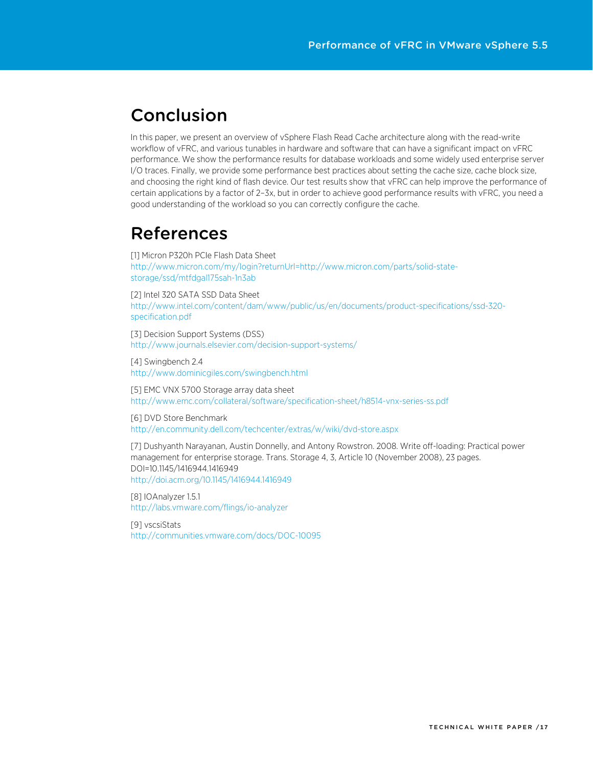# Conclusion

In this paper, we present an overview of vSphere Flash Read Cache architecture along with the read-write workflow of vFRC, and various tunables in hardware and software that can have a significant impact on vFRC performance. We show the performance results for database workloads and some widely used enterprise server I/O traces. Finally, we provide some performance best practices about setting the cache size, cache block size, and choosing the right kind of flash device. Our test results show that vFRC can help improve the performance of certain applications by a factor of 2–3x, but in order to achieve good performance results with vFRC, you need a good understanding of the workload so you can correctly configure the cache.

# References

[1] Micron P320h PCIe Flash Data Sheet
http://www.micron.com/my/login?returnUrl=http://www.micron.com/parts/solid-state-storage/ssd/mtfdgal175sah-1n3ab

[2] Intel 320 SATA SSD Data Sheet
http://www.intel.com/content/dam/www/public/us/en/documents/product-specifications/ssd-320-specification.pdf

[3] Decision Support Systems (DSS)
http://www.journals.elsevier.com/decision-support-systems/

[4] Swingbench 2.4
http://www.dominicgiles.com/swingbench.html

[5] EMC VNX 5700 Storage array data sheet
http://www.emc.com/collateral/software/specification-sheet/h8514-vnx-series-ss.pdf

[6] DVD Store Benchmark
http://en.community.dell.com/techcenter/extras/w/wiki/dvd-store.aspx

[7] Dushyanth Narayanan, Austin Donnelly, and Antony Rowstron. 2008. Write off-loading: Practical power management for enterprise storage. Trans. Storage 4, 3, Article 10 (November 2008), 23 pages. DOI=10.1145/1416944.1416949
http://doi.acm.org/10.1145/1416944.1416949

[8] IOAnalyzer 1.5.1
http://labs.vmware.com/flings/io-analyzer

[9] vscsiStats
http://communities.vmware.com/docs/DOC-10095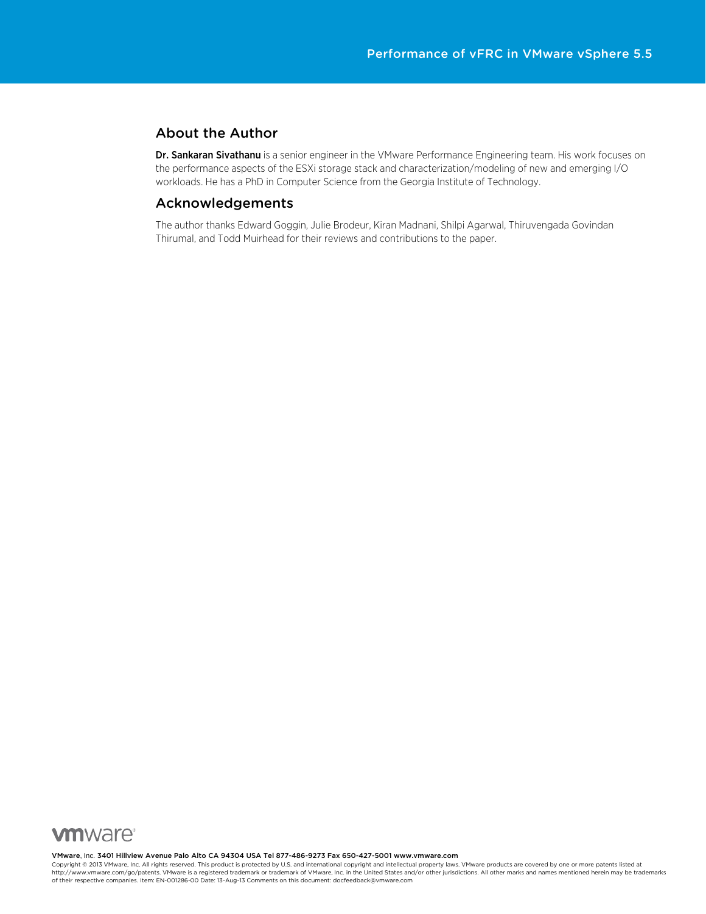## About the Author

**Dr. Sankaran Sivathanu** is a senior engineer in the VMware Performance Engineering team. His work focuses on the performance aspects of the ESXi storage stack and characterization/modeling of new and emerging I/O workloads. He has a PhD in Computer Science from the Georgia Institute of Technology.

## Acknowledgements

The author thanks Edward Goggin, Julie Brodeur, Kiran Madnani, Shilpi Agarwal, Thiruvengada Govindan Thirumal, and Todd Muirhead for their reviews and contributions to the paper.

**VMware**, Inc. 3401 Hillview Avenue Palo Alto CA 94304 USA Tel 877-486-9273 Fax 650-427-5001 www.vmware.com

Copyright © 2013 VMware, Inc. All rights reserved. This product is protected by U.S. and international copyright and intellectual property laws. VMware products are covered by one or more patents listed at http://www.vmware.com/go/patents. VMware is a registered trademark or trademark of VMware, Inc. in the United States and/or other jurisdictions. All other marks and names mentioned herein may be trademarks of their respective companies. Item: EN-001286-00 Date: 13-Aug-13 Comments on this document: docfeedback@vmware.com